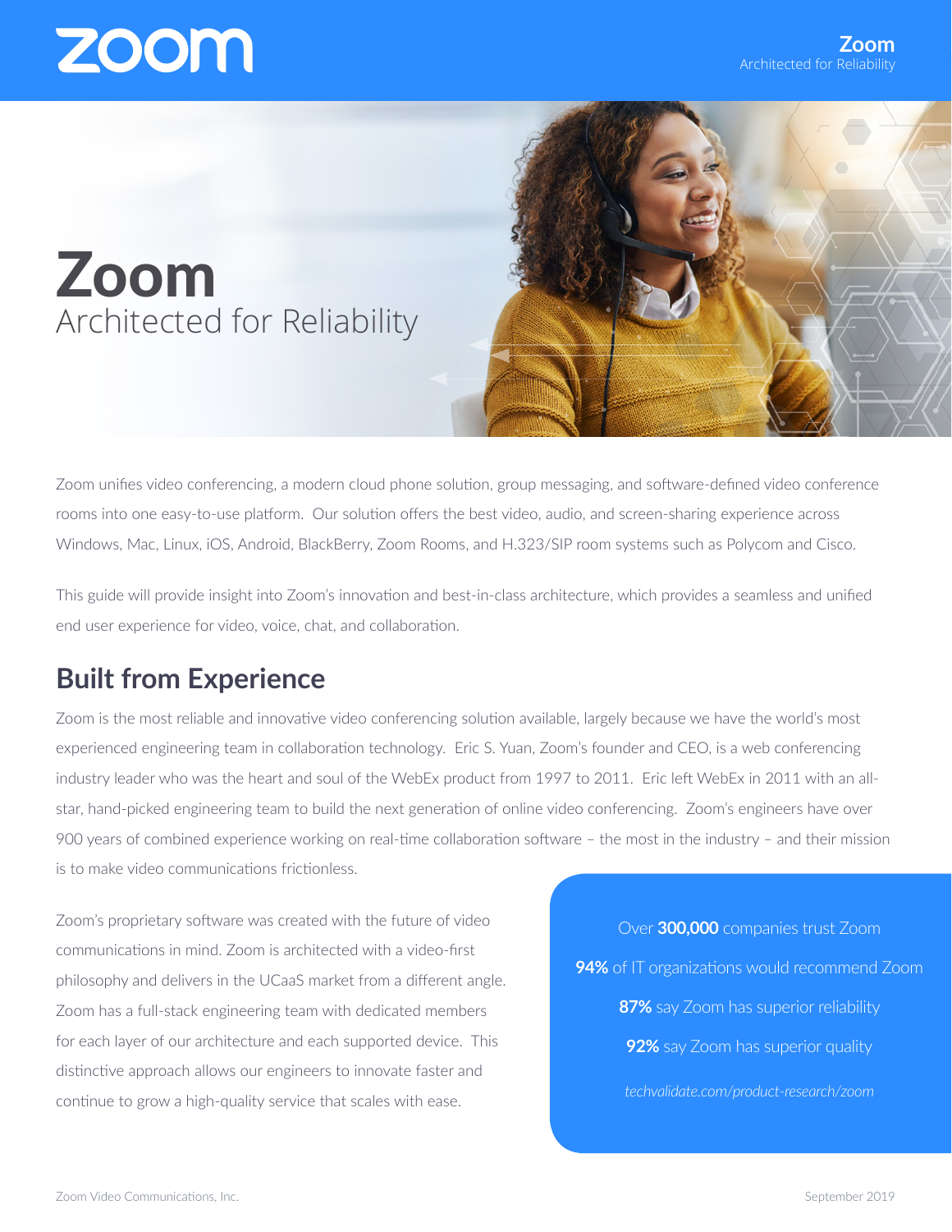# Zoom

Architected for Reliability

Zoom unifies video conferencing, a modern cloud phone solution, group messaging, and software-defined video conference rooms into one easy-to-use platform. Our solution offers the best video, audio, and screen-sharing experience across Windows, Mac, Linux, iOS, Android, BlackBerry, Zoom Rooms, and H.323/SIP room systems such as Polycom and Cisco.

This guide will provide insight into Zoom's innovation and best-in-class architecture, which provides a seamless and unified end user experience for video, voice, chat, and collaboration.

## Built from Experience

Zoom is the most reliable and innovative video conferencing solution available, largely because we have the world's most experienced engineering team in collaboration technology. Eric S. Yuan, Zoom's founder and CEO, is a web conferencing industry leader who was the heart and soul of the WebEx product from 1997 to 2011. Eric left WebEx in 2011 with an all-star, hand-picked engineering team to build the next generation of online video conferencing. Zoom's engineers have over 900 years of combined experience working on real-time collaboration software – the most in the industry – and their mission is to make video communications frictionless.

Zoom's proprietary software was created with the future of video communications in mind. Zoom is architected with a video-first philosophy and delivers in the UCaaS market from a different angle. Zoom has a full-stack engineering team with dedicated members for each layer of our architecture and each supported device. This distinctive approach allows our engineers to innovate faster and continue to grow a high-quality service that scales with ease.

Over **300,000** companies trust Zoom

**94%** of IT organizations would recommend Zoom

**87%** say Zoom has superior reliability

**92%** say Zoom has superior quality

*techvalidate.com/product-research/zoom*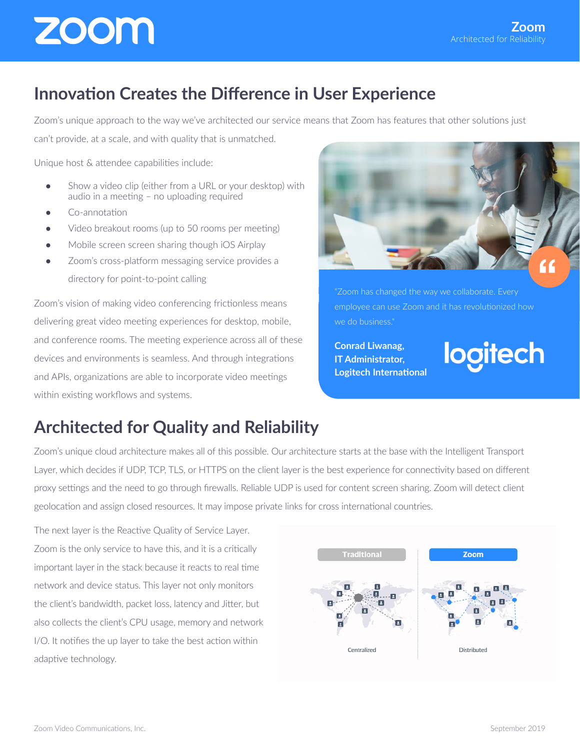## Innovation Creates the Difference in User Experience

Zoom's unique approach to the way we've architected our service means that Zoom has features that other solutions just can't provide, at a scale, and with quality that is unmatched.

Unique host & attendee capabilities include:

- Show a video clip (either from a URL or your desktop) with audio in a meeting – no uploading required
- Co-annotation
- Video breakout rooms (up to 50 rooms per meeting)
- Mobile screen sharing though iOS Airplay
- Zoom's cross-platform messaging service provides a directory for point-to-point calling

Zoom's vision of making video conferencing frictionless means delivering great video meeting experiences for desktop, mobile, and conference rooms. The meeting experience across all of these devices and environments is seamless. And through integrations and APIs, organizations are able to incorporate video meetings within existing workflows and systems.

"Zoom has changed the way we collaborate. Every employee can use Zoom and it has revolutionized how we do business."

**Conrad Liwanag, IT Administrator, Logitech International**

## Architected for Quality and Reliability

Zoom's unique cloud architecture makes all of this possible. Our architecture starts at the base with the Intelligent Transport Layer, which decides if UDP, TCP, TLS, or HTTPS on the client layer is the best experience for connectivity based on different proxy settings and the need to go through firewalls. Reliable UDP is used for content screen sharing. Zoom will detect client geolocation and assign closed resources. It may impose private links for cross international countries.

The next layer is the Reactive Quality of Service Layer. Zoom is the only service to have this, and it is a critically important layer in the stack because it reacts to real time network and device status. This layer not only monitors the client's bandwidth, packet loss, latency and Jitter, but also collects the client's CPU usage, memory and network I/O. It notifies the up layer to take the best action within adaptive technology.

Traditional — Centralized | Zoom — Distributed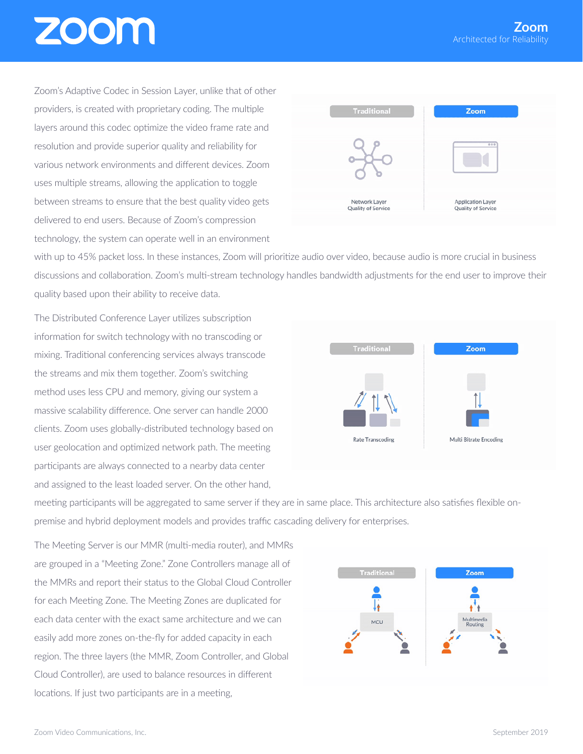Zoom's Adaptive Codec in Session Layer, unlike that of other providers, is created with proprietary coding. The multiple layers around this codec optimize the video frame rate and resolution and provide superior quality and reliability for various network environments and different devices. Zoom uses multiple streams, allowing the application to toggle between streams to ensure that the best quality video gets delivered to end users. Because of Zoom's compression technology, the system can operate well in an environment with up to 45% packet loss. In these instances, Zoom will prioritize audio over video, because audio is more crucial in business discussions and collaboration. Zoom's multi-stream technology handles bandwidth adjustments for the end user to improve their quality based upon their ability to receive data.

The Distributed Conference Layer utilizes subscription information for switch technology with no transcoding or mixing. Traditional conferencing services always transcode the streams and mix them together. Zoom's switching method uses less CPU and memory, giving our system a massive scalability difference. One server can handle 2000 clients. Zoom uses globally-distributed technology based on user geolocation and optimized network path. The meeting participants are always connected to a nearby data center and assigned to the least loaded server. On the other hand, meeting participants will be aggregated to same server if they are in same place. This architecture also satisfies flexible on-premise and hybrid deployment models and provides traffic cascading delivery for enterprises.

The Meeting Server is our MMR (multi-media router), and MMRs are grouped in a "Meeting Zone." Zone Controllers manage all of the MMRs and report their status to the Global Cloud Controller for each Meeting Zone. The Meeting Zones are duplicated for each data center with the exact same architecture and we can easily add more zones on-the-fly for added capacity in each region. The three layers (the MMR, Zoom Controller, and Global Cloud Controller), are used to balance resources in different locations. If just two participants are in a meeting,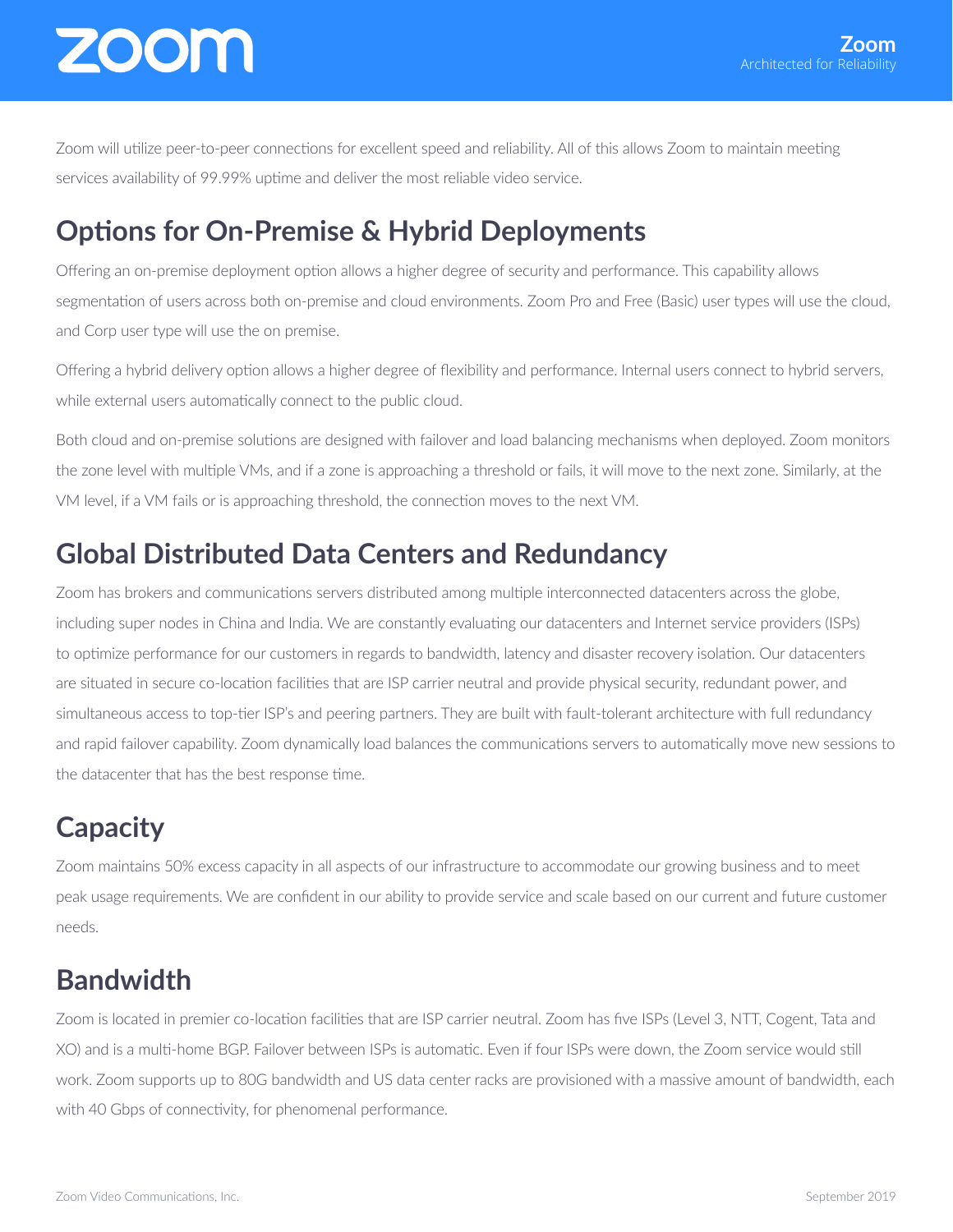Zoom will utilize peer-to-peer connections for excellent speed and reliability. All of this allows Zoom to maintain meeting services availability of 99.99% uptime and deliver the most reliable video service.

## Options for On-Premise & Hybrid Deployments

Offering an on-premise deployment option allows a higher degree of security and performance. This capability allows segmentation of users across both on-premise and cloud environments. Zoom Pro and Free (Basic) user types will use the cloud, and Corp user type will use the on premise.

Offering a hybrid delivery option allows a higher degree of flexibility and performance. Internal users connect to hybrid servers, while external users automatically connect to the public cloud.

Both cloud and on-premise solutions are designed with failover and load balancing mechanisms when deployed. Zoom monitors the zone level with multiple VMs, and if a zone is approaching a threshold or fails, it will move to the next zone. Similarly, at the VM level, if a VM fails or is approaching threshold, the connection moves to the next VM.

## Global Distributed Data Centers and Redundancy

Zoom has brokers and communications servers distributed among multiple interconnected datacenters across the globe, including super nodes in China and India. We are constantly evaluating our datacenters and Internet service providers (ISPs) to optimize performance for our customers in regards to bandwidth, latency and disaster recovery isolation. Our datacenters are situated in secure co-location facilities that are ISP carrier neutral and provide physical security, redundant power, and simultaneous access to top-tier ISP's and peering partners. They are built with fault-tolerant architecture with full redundancy and rapid failover capability. Zoom dynamically load balances the communications servers to automatically move new sessions to the datacenter that has the best response time.

## Capacity

Zoom maintains 50% excess capacity in all aspects of our infrastructure to accommodate our growing business and to meet peak usage requirements. We are confident in our ability to provide service and scale based on our current and future customer needs.

## Bandwidth

Zoom is located in premier co-location facilities that are ISP carrier neutral. Zoom has five ISPs (Level 3, NTT, Cogent, Tata and XO) and is a multi-home BGP. Failover between ISPs is automatic. Even if four ISPs were down, the Zoom service would still work. Zoom supports up to 80G bandwidth and US data center racks are provisioned with a massive amount of bandwidth, each with 40 Gbps of connectivity, for phenomenal performance.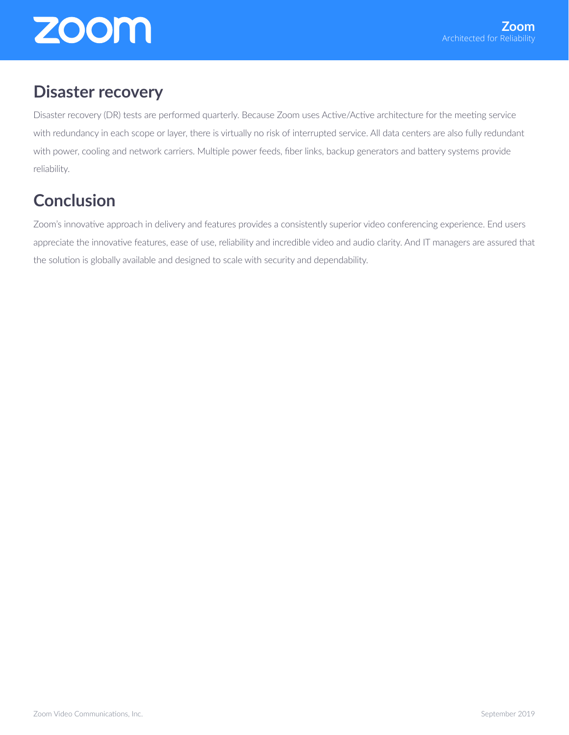## Disaster recovery

Disaster recovery (DR) tests are performed quarterly. Because Zoom uses Active/Active architecture for the meeting service with redundancy in each scope or layer, there is virtually no risk of interrupted service. All data centers are also fully redundant with power, cooling and network carriers. Multiple power feeds, fiber links, backup generators and battery systems provide reliability.

## Conclusion

Zoom's innovative approach in delivery and features provides a consistently superior video conferencing experience. End users appreciate the innovative features, ease of use, reliability and incredible video and audio clarity. And IT managers are assured that the solution is globally available and designed to scale with security and dependability.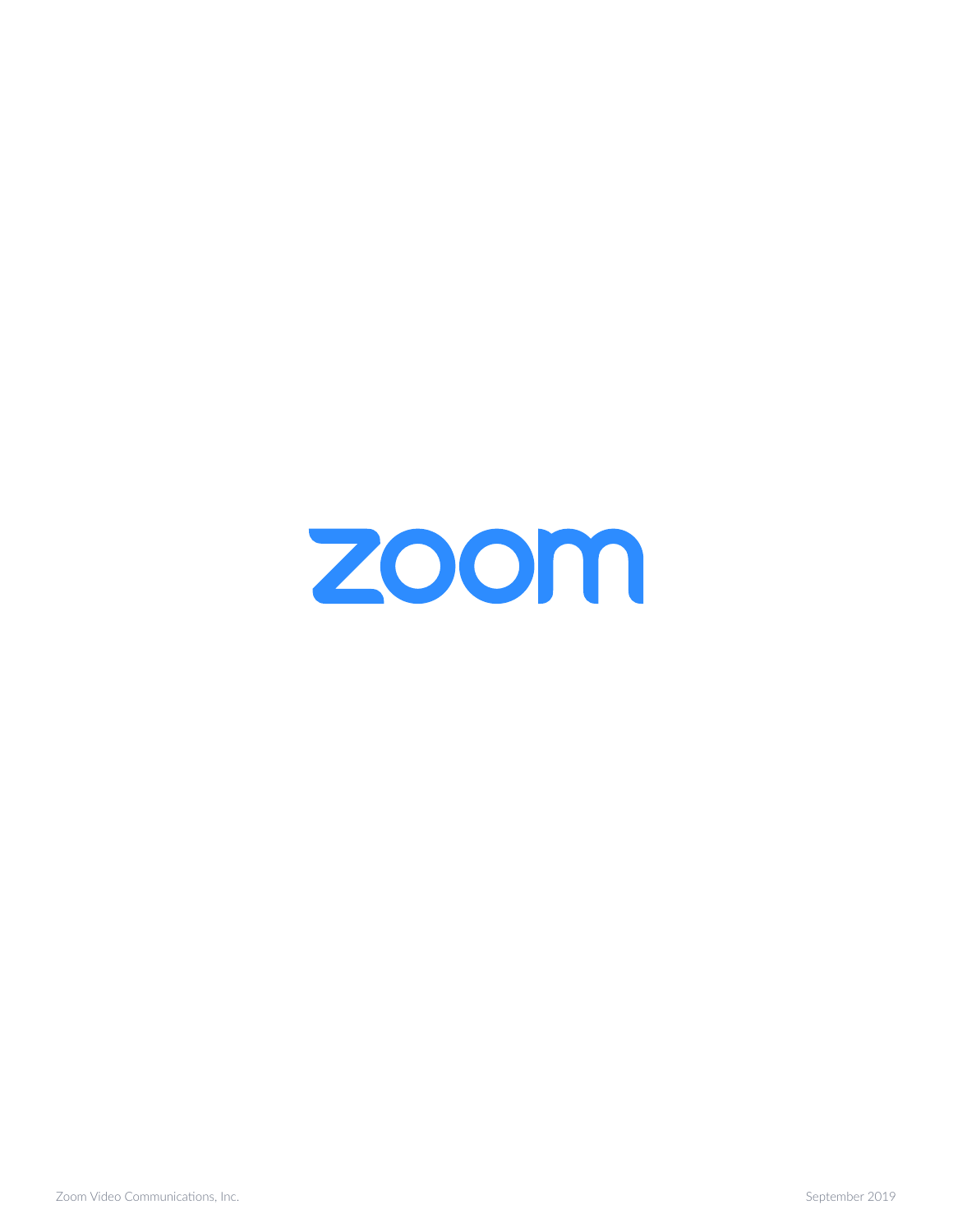zoom

Zoom Video Communications, Inc.

September 2019